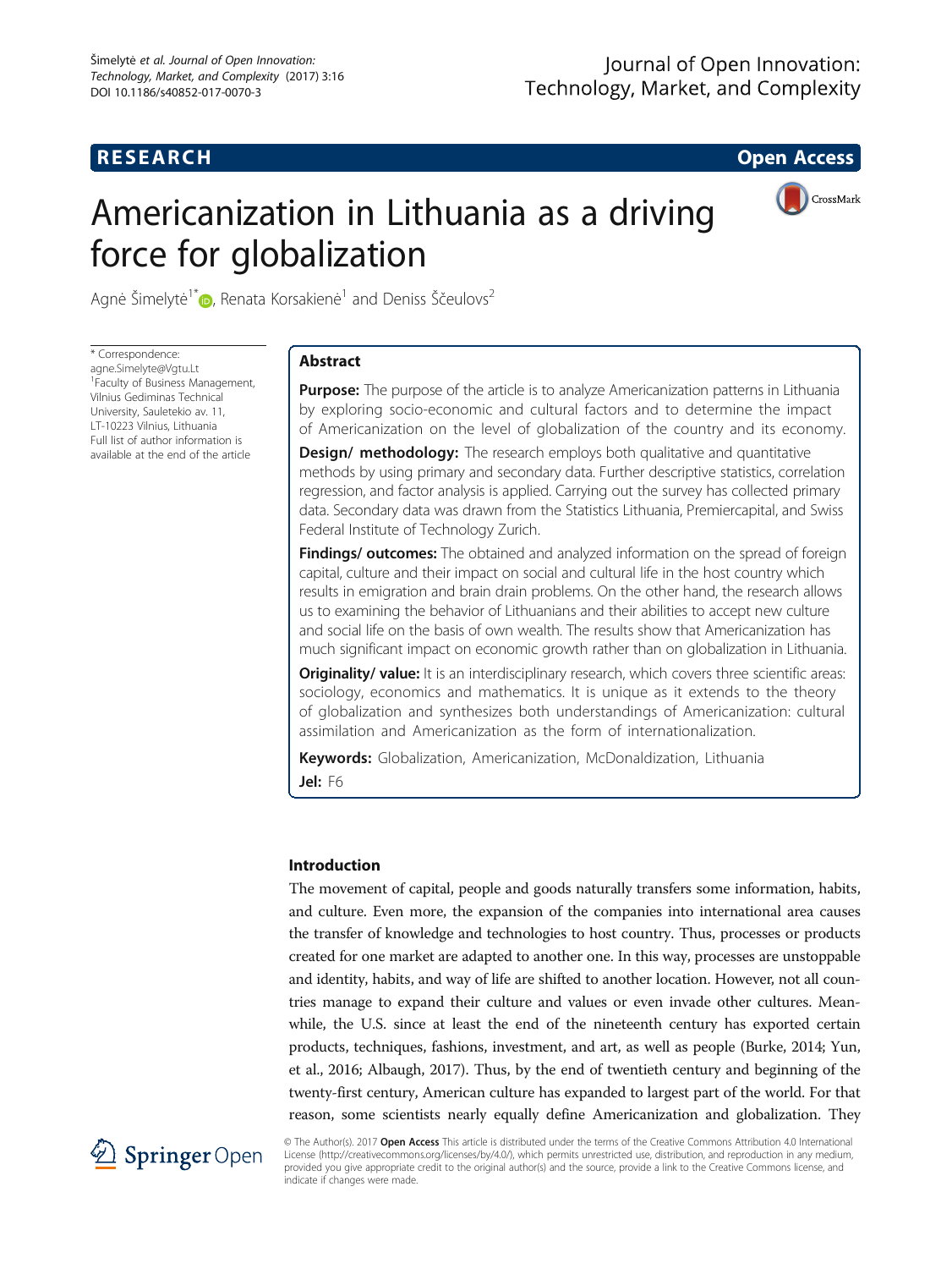RESEARCH

Open Access

# Americanization in Lithuania as a driving force for globalization

Agnė Šimelytė[1*], Renata Korsakienė[1] and Deniss Ščeulovs[2]

* Correspondence: agne.Simelyte@Vgtu.Lt
[1]Faculty of Business Management, Vilnius Gediminas Technical University, Sauletekio av. 11, LT-10223 Vilnius, Lithuania
Full list of author information is available at the end of the article

## Abstract

**Purpose:** The purpose of the article is to analyze Americanization patterns in Lithuania by exploring socio-economic and cultural factors and to determine the impact of Americanization on the level of globalization of the country and its economy.

**Design/ methodology:** The research employs both qualitative and quantitative methods by using primary and secondary data. Further descriptive statistics, correlation regression, and factor analysis is applied. Carrying out the survey has collected primary data. Secondary data was drawn from the Statistics Lithuania, Premiercapital, and Swiss Federal Institute of Technology Zurich.

**Findings/ outcomes:** The obtained and analyzed information on the spread of foreign capital, culture and their impact on social and cultural life in the host country which results in emigration and brain drain problems. On the other hand, the research allows us to examining the behavior of Lithuanians and their abilities to accept new culture and social life on the basis of own wealth. The results show that Americanization has much significant impact on economic growth rather than on globalization in Lithuania.

**Originality/ value:** It is an interdisciplinary research, which covers three scientific areas: sociology, economics and mathematics. It is unique as it extends to the theory of globalization and synthesizes both understandings of Americanization: cultural assimilation and Americanization as the form of internationalization.

**Keywords:** Globalization, Americanization, McDonaldization, Lithuania

**Jel:** F6

## Introduction

The movement of capital, people and goods naturally transfers some information, habits, and culture. Even more, the expansion of the companies into international area causes the transfer of knowledge and technologies to host country. Thus, processes or products created for one market are adapted to another one. In this way, processes are unstoppable and identity, habits, and way of life are shifted to another location. However, not all countries manage to expand their culture and values or even invade other cultures. Meanwhile, the U.S. since at least the end of the nineteenth century has exported certain products, techniques, fashions, investment, and art, as well as people (Burke, 2014; Yun, et al., 2016; Albaugh, 2017). Thus, by the end of twentieth century and beginning of the twenty-first century, American culture has expanded to largest part of the world. For that reason, some scientists nearly equally define Americanization and globalization. They

© The Author(s). 2017 **Open Access** This article is distributed under the terms of the Creative Commons Attribution 4.0 International License (http://creativecommons.org/licenses/by/4.0/), which permits unrestricted use, distribution, and reproduction in any medium, provided you give appropriate credit to the original author(s) and the source, provide a link to the Creative Commons license, and indicate if changes were made.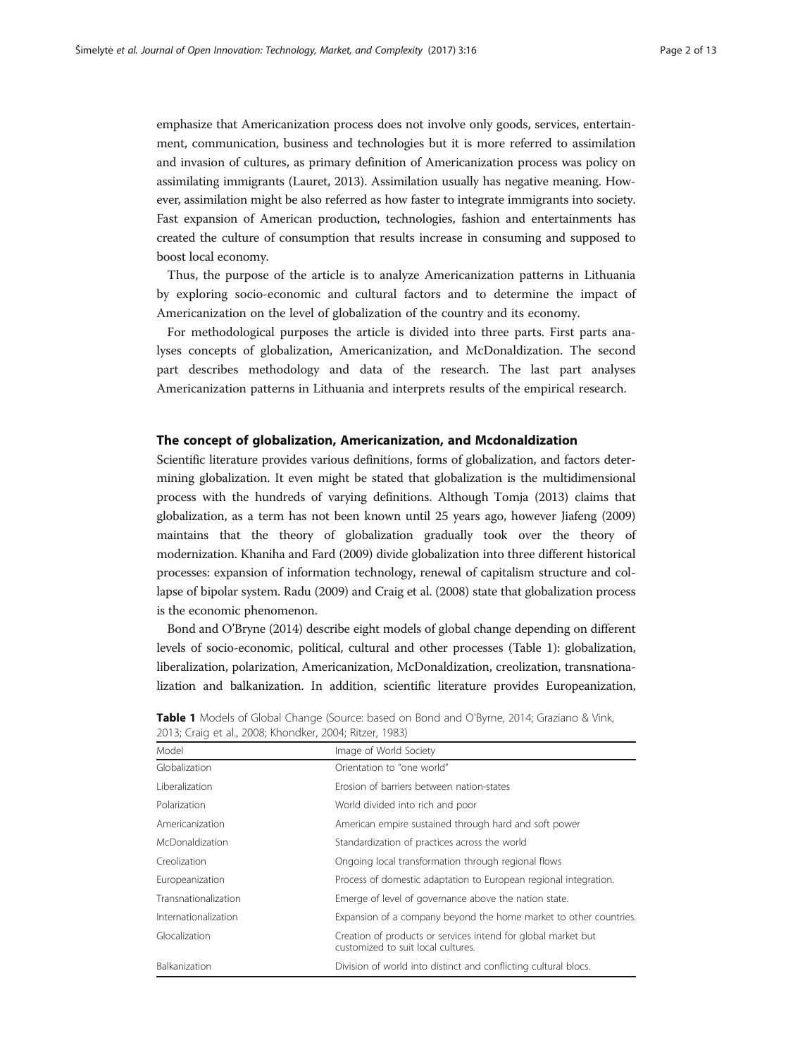emphasize that Americanization process does not involve only goods, services, entertainment, communication, business and technologies but it is more referred to assimilation and invasion of cultures, as primary definition of Americanization process was policy on assimilating immigrants (Lauret, 2013). Assimilation usually has negative meaning. However, assimilation might be also referred as how faster to integrate immigrants into society. Fast expansion of American production, technologies, fashion and entertainments has created the culture of consumption that results increase in consuming and supposed to boost local economy.

Thus, the purpose of the article is to analyze Americanization patterns in Lithuania by exploring socio-economic and cultural factors and to determine the impact of Americanization on the level of globalization of the country and its economy.

For methodological purposes the article is divided into three parts. First parts analyses concepts of globalization, Americanization, and McDonaldization. The second part describes methodology and data of the research. The last part analyses Americanization patterns in Lithuania and interprets results of the empirical research.

## The concept of globalization, Americanization, and Mcdonaldization

Scientific literature provides various definitions, forms of globalization, and factors determining globalization. It even might be stated that globalization is the multidimensional process with the hundreds of varying definitions. Although Tomja (2013) claims that globalization, as a term has not been known until 25 years ago, however Jiafeng (2009) maintains that the theory of globalization gradually took over the theory of modernization. Khaniha and Fard (2009) divide globalization into three different historical processes: expansion of information technology, renewal of capitalism structure and collapse of bipolar system. Radu (2009) and Craig et al. (2008) state that globalization process is the economic phenomenon.

Bond and O'Bryne (2014) describe eight models of global change depending on different levels of socio-economic, political, cultural and other processes (Table 1): globalization, liberalization, polarization, Americanization, McDonaldization, creolization, transnationalization and balkanization. In addition, scientific literature provides Europeanization,

**Table 1** Models of Global Change (Source: based on Bond and O'Byrne, 2014; Graziano & Vink, 2013; Craig et al., 2008; Khondker, 2004; Ritzer, 1983)

| Model | Image of World Society |
|---|---|
| Globalization | Orientation to "one world" |
| Liberalization | Erosion of barriers between nation-states |
| Polarization | World divided into rich and poor |
| Americanization | American empire sustained through hard and soft power |
| McDonaldization | Standardization of practices across the world |
| Creolization | Ongoing local transformation through regional flows |
| Europeanization | Process of domestic adaptation to European regional integration. |
| Transnationalization | Emerge of level of governance above the nation state. |
| Internationalization | Expansion of a company beyond the home market to other countries. |
| Glocalization | Creation of products or services intend for global market but customized to suit local cultures. |
| Balkanization | Division of world into distinct and conflicting cultural blocs. |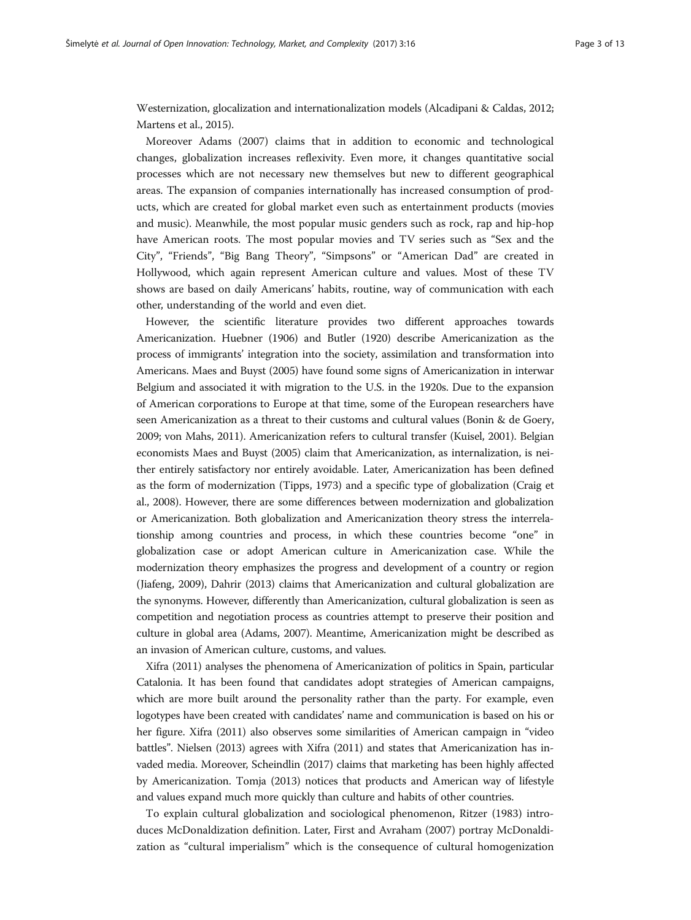Westernization, glocalization and internationalization models (Alcadipani & Caldas, 2012; Martens et al., 2015).

Moreover Adams (2007) claims that in addition to economic and technological changes, globalization increases reflexivity. Even more, it changes quantitative social processes which are not necessary new themselves but new to different geographical areas. The expansion of companies internationally has increased consumption of products, which are created for global market even such as entertainment products (movies and music). Meanwhile, the most popular music genders such as rock, rap and hip-hop have American roots. The most popular movies and TV series such as "Sex and the City", "Friends", "Big Bang Theory", "Simpsons" or "American Dad" are created in Hollywood, which again represent American culture and values. Most of these TV shows are based on daily Americans' habits, routine, way of communication with each other, understanding of the world and even diet.

However, the scientific literature provides two different approaches towards Americanization. Huebner (1906) and Butler (1920) describe Americanization as the process of immigrants' integration into the society, assimilation and transformation into Americans. Maes and Buyst (2005) have found some signs of Americanization in interwar Belgium and associated it with migration to the U.S. in the 1920s. Due to the expansion of American corporations to Europe at that time, some of the European researchers have seen Americanization as a threat to their customs and cultural values (Bonin & de Goery, 2009; von Mahs, 2011). Americanization refers to cultural transfer (Kuisel, 2001). Belgian economists Maes and Buyst (2005) claim that Americanization, as internalization, is neither entirely satisfactory nor entirely avoidable. Later, Americanization has been defined as the form of modernization (Tipps, 1973) and a specific type of globalization (Craig et al., 2008). However, there are some differences between modernization and globalization or Americanization. Both globalization and Americanization theory stress the interrelationship among countries and process, in which these countries become "one" in globalization case or adopt American culture in Americanization case. While the modernization theory emphasizes the progress and development of a country or region (Jiafeng, 2009), Dahrir (2013) claims that Americanization and cultural globalization are the synonyms. However, differently than Americanization, cultural globalization is seen as competition and negotiation process as countries attempt to preserve their position and culture in global area (Adams, 2007). Meantime, Americanization might be described as an invasion of American culture, customs, and values.

Xifra (2011) analyses the phenomena of Americanization of politics in Spain, particular Catalonia. It has been found that candidates adopt strategies of American campaigns, which are more built around the personality rather than the party. For example, even logotypes have been created with candidates' name and communication is based on his or her figure. Xifra (2011) also observes some similarities of American campaign in "video battles". Nielsen (2013) agrees with Xifra (2011) and states that Americanization has invaded media. Moreover, Scheindlin (2017) claims that marketing has been highly affected by Americanization. Tomja (2013) notices that products and American way of lifestyle and values expand much more quickly than culture and habits of other countries.

To explain cultural globalization and sociological phenomenon, Ritzer (1983) introduces McDonaldization definition. Later, First and Avraham (2007) portray McDonaldization as "cultural imperialism" which is the consequence of cultural homogenization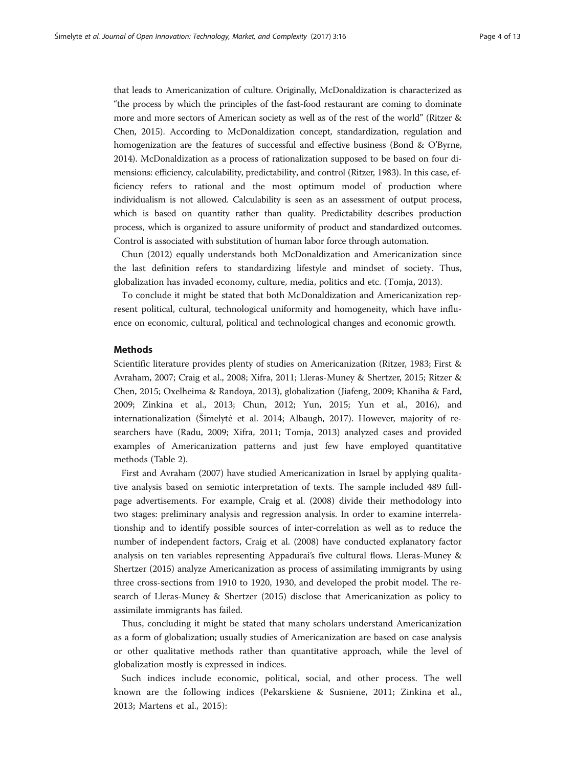that leads to Americanization of culture. Originally, McDonaldization is characterized as "the process by which the principles of the fast-food restaurant are coming to dominate more and more sectors of American society as well as of the rest of the world" (Ritzer & Chen, 2015). According to McDonaldization concept, standardization, regulation and homogenization are the features of successful and effective business (Bond & O'Byrne, 2014). McDonaldization as a process of rationalization supposed to be based on four dimensions: efficiency, calculability, predictability, and control (Ritzer, 1983). In this case, efficiency refers to rational and the most optimum model of production where individualism is not allowed. Calculability is seen as an assessment of output process, which is based on quantity rather than quality. Predictability describes production process, which is organized to assure uniformity of product and standardized outcomes. Control is associated with substitution of human labor force through automation.

Chun (2012) equally understands both McDonaldization and Americanization since the last definition refers to standardizing lifestyle and mindset of society. Thus, globalization has invaded economy, culture, media, politics and etc. (Tomja, 2013).

To conclude it might be stated that both McDonaldization and Americanization represent political, cultural, technological uniformity and homogeneity, which have influence on economic, cultural, political and technological changes and economic growth.

## Methods

Scientific literature provides plenty of studies on Americanization (Ritzer, 1983; First & Avraham, 2007; Craig et al., 2008; Xifra, 2011; Lleras-Muney & Shertzer, 2015; Ritzer & Chen, 2015; Oxelheima & Randoya, 2013), globalization (Jiafeng, 2009; Khaniha & Fard, 2009; Zinkina et al., 2013; Chun, 2012; Yun, 2015; Yun et al., 2016), and internationalization (Šimelytė et al. 2014; Albaugh, 2017). However, majority of researchers have (Radu, 2009; Xifra, 2011; Tomja, 2013) analyzed cases and provided examples of Americanization patterns and just few have employed quantitative methods (Table 2).

First and Avraham (2007) have studied Americanization in Israel by applying qualitative analysis based on semiotic interpretation of texts. The sample included 489 full-page advertisements. For example, Craig et al. (2008) divide their methodology into two stages: preliminary analysis and regression analysis. In order to examine interrelationship and to identify possible sources of inter-correlation as well as to reduce the number of independent factors, Craig et al. (2008) have conducted explanatory factor analysis on ten variables representing Appadurai's five cultural flows. Lleras-Muney & Shertzer (2015) analyze Americanization as process of assimilating immigrants by using three cross-sections from 1910 to 1920, 1930, and developed the probit model. The research of Lleras-Muney & Shertzer (2015) disclose that Americanization as policy to assimilate immigrants has failed.

Thus, concluding it might be stated that many scholars understand Americanization as a form of globalization; usually studies of Americanization are based on case analysis or other qualitative methods rather than quantitative approach, while the level of globalization mostly is expressed in indices.

Such indices include economic, political, social, and other process. The well known are the following indices (Pekarskiene & Susniene, 2011; Zinkina et al., 2013; Martens et al., 2015):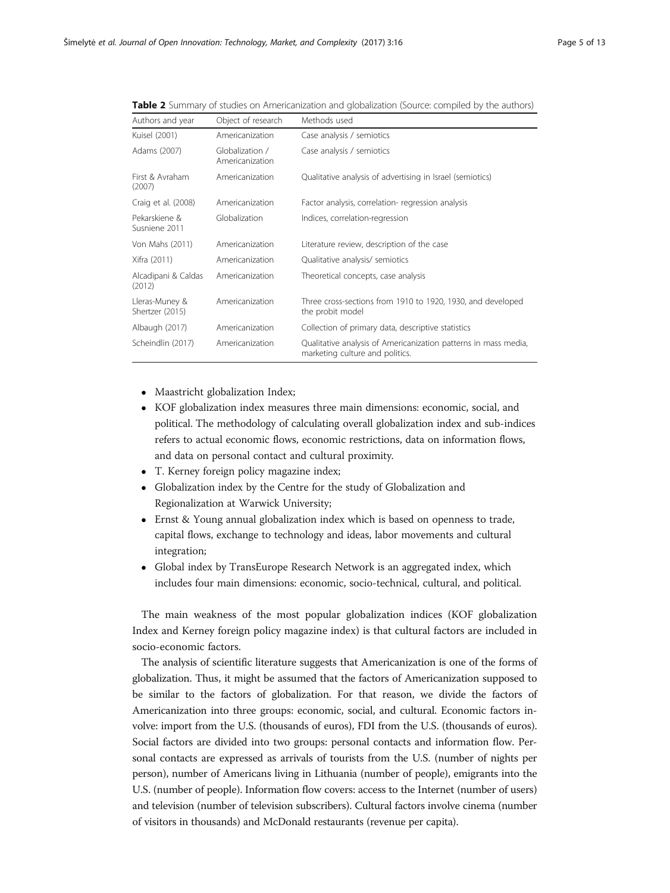**Table 2** Summary of studies on Americanization and globalization (Source: compiled by the authors)

| Authors and year | Object of research | Methods used |
| --- | --- | --- |
| Kuisel (2001) | Americanization | Case analysis / semiotics |
| Adams (2007) | Globalization / Americanization | Case analysis / semiotics |
| First & Avraham (2007) | Americanization | Qualitative analysis of advertising in Israel (semiotics) |
| Craig et al. (2008) | Americanization | Factor analysis, correlation- regression analysis |
| Pekarskiene & Susniene 2011 | Globalization | Indices, correlation-regression |
| Von Mahs (2011) | Americanization | Literature review, description of the case |
| Xifra (2011) | Americanization | Qualitative analysis/ semiotics |
| Alcadipani & Caldas (2012) | Americanization | Theoretical concepts, case analysis |
| Lleras-Muney & Shertzer (2015) | Americanization | Three cross-sections from 1910 to 1920, 1930, and developed the probit model |
| Albaugh (2017) | Americanization | Collection of primary data, descriptive statistics |
| Scheindlin (2017) | Americanization | Qualitative analysis of Americanization patterns in mass media, marketing culture and politics. |

- Maastricht globalization Index;
- KOF globalization index measures three main dimensions: economic, social, and political. The methodology of calculating overall globalization index and sub-indices refers to actual economic flows, economic restrictions, data on information flows, and data on personal contact and cultural proximity.
- T. Kerney foreign policy magazine index;
- Globalization index by the Centre for the study of Globalization and Regionalization at Warwick University;
- Ernst & Young annual globalization index which is based on openness to trade, capital flows, exchange to technology and ideas, labor movements and cultural integration;
- Global index by TransEurope Research Network is an aggregated index, which includes four main dimensions: economic, socio-technical, cultural, and political.

The main weakness of the most popular globalization indices (KOF globalization Index and Kerney foreign policy magazine index) is that cultural factors are included in socio-economic factors.

The analysis of scientific literature suggests that Americanization is one of the forms of globalization. Thus, it might be assumed that the factors of Americanization supposed to be similar to the factors of globalization. For that reason, we divide the factors of Americanization into three groups: economic, social, and cultural. Economic factors involve: import from the U.S. (thousands of euros), FDI from the U.S. (thousands of euros). Social factors are divided into two groups: personal contacts and information flow. Personal contacts are expressed as arrivals of tourists from the U.S. (number of nights per person), number of Americans living in Lithuania (number of people), emigrants into the U.S. (number of people). Information flow covers: access to the Internet (number of users) and television (number of television subscribers). Cultural factors involve cinema (number of visitors in thousands) and McDonald restaurants (revenue per capita).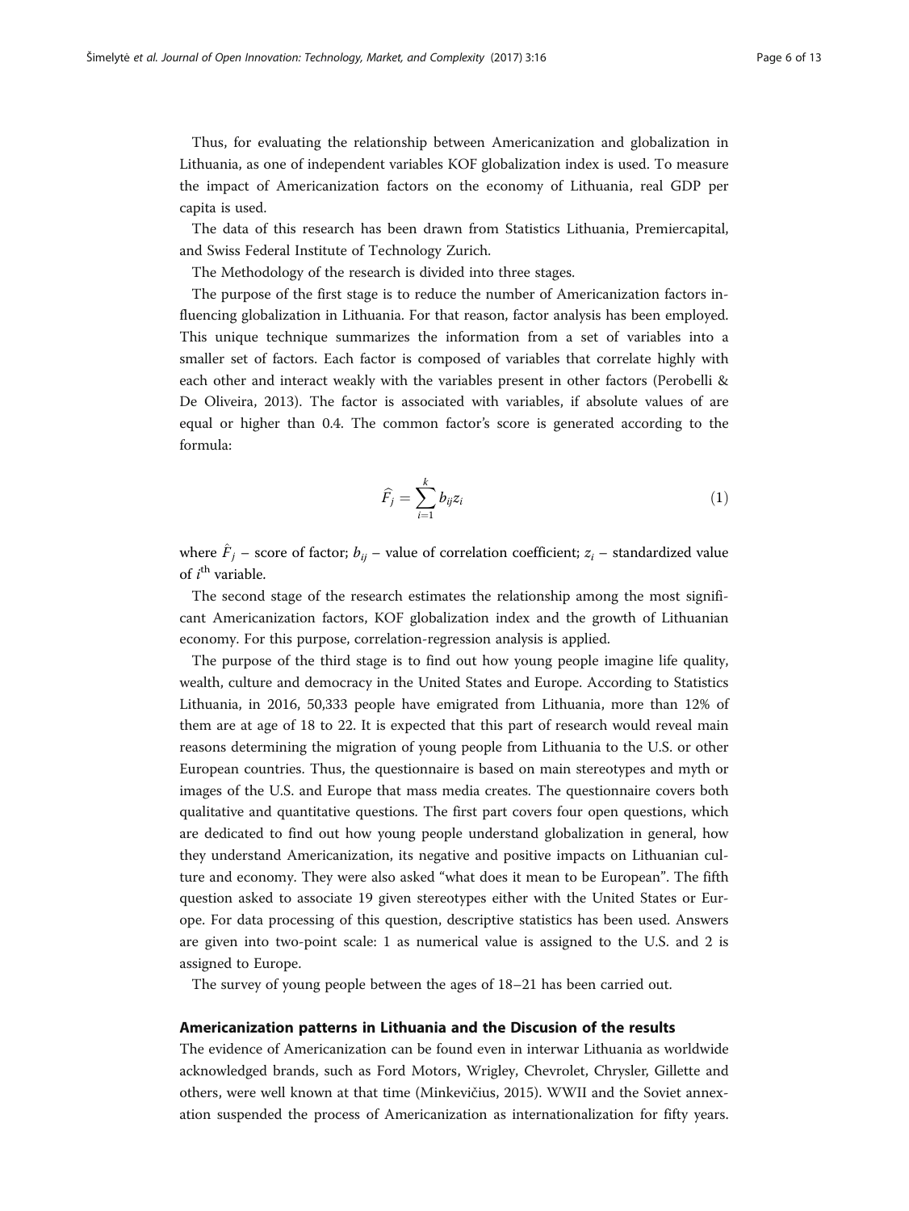Thus, for evaluating the relationship between Americanization and globalization in Lithuania, as one of independent variables KOF globalization index is used. To measure the impact of Americanization factors on the economy of Lithuania, real GDP per capita is used.

The data of this research has been drawn from Statistics Lithuania, Premiercapital, and Swiss Federal Institute of Technology Zurich.

The Methodology of the research is divided into three stages.

The purpose of the first stage is to reduce the number of Americanization factors influencing globalization in Lithuania. For that reason, factor analysis has been employed. This unique technique summarizes the information from a set of variables into a smaller set of factors. Each factor is composed of variables that correlate highly with each other and interact weakly with the variables present in other factors (Perobelli & De Oliveira, 2013). The factor is associated with variables, if absolute values of are equal or higher than 0.4. The common factor's score is generated according to the formula:

$$\widehat{F}_j = \sum_{i=1}^{k} b_{ij} z_i \tag{1}$$

where $\hat{F}_j$ – score of factor; $b_{ij}$ – value of correlation coefficient; $z_i$ – standardized value of $i^{\text{th}}$ variable.

The second stage of the research estimates the relationship among the most significant Americanization factors, KOF globalization index and the growth of Lithuanian economy. For this purpose, correlation-regression analysis is applied.

The purpose of the third stage is to find out how young people imagine life quality, wealth, culture and democracy in the United States and Europe. According to Statistics Lithuania, in 2016, 50,333 people have emigrated from Lithuania, more than 12% of them are at age of 18 to 22. It is expected that this part of research would reveal main reasons determining the migration of young people from Lithuania to the U.S. or other European countries. Thus, the questionnaire is based on main stereotypes and myth or images of the U.S. and Europe that mass media creates. The questionnaire covers both qualitative and quantitative questions. The first part covers four open questions, which are dedicated to find out how young people understand globalization in general, how they understand Americanization, its negative and positive impacts on Lithuanian culture and economy. They were also asked "what does it mean to be European". The fifth question asked to associate 19 given stereotypes either with the United States or Europe. For data processing of this question, descriptive statistics has been used. Answers are given into two-point scale: 1 as numerical value is assigned to the U.S. and 2 is assigned to Europe.

The survey of young people between the ages of 18–21 has been carried out.

## Americanization patterns in Lithuania and the Discusion of the results

The evidence of Americanization can be found even in interwar Lithuania as worldwide acknowledged brands, such as Ford Motors, Wrigley, Chevrolet, Chrysler, Gillette and others, were well known at that time (Minkevičius, 2015). WWII and the Soviet annexation suspended the process of Americanization as internationalization for fifty years.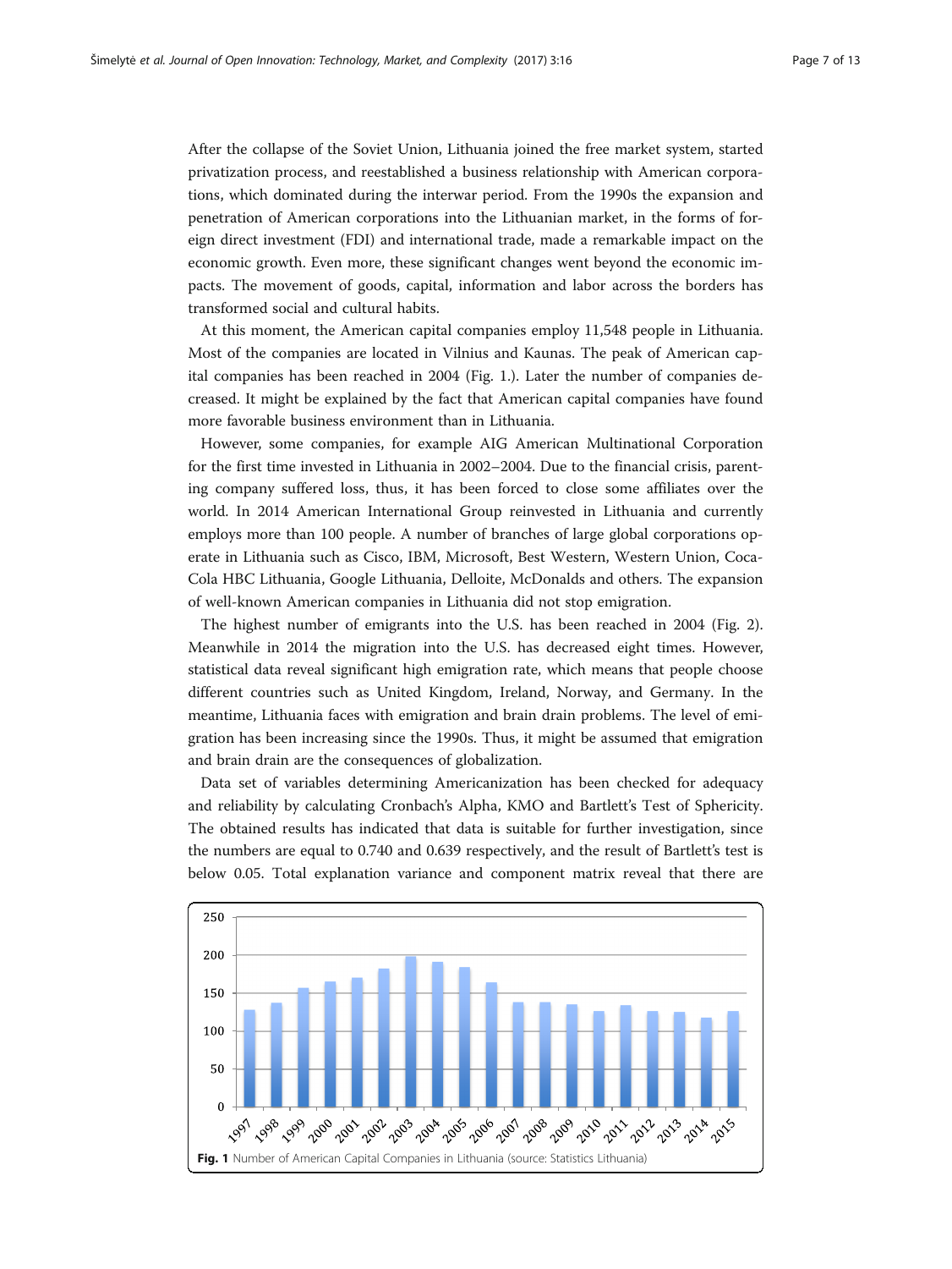After the collapse of the Soviet Union, Lithuania joined the free market system, started privatization process, and reestablished a business relationship with American corporations, which dominated during the interwar period. From the 1990s the expansion and penetration of American corporations into the Lithuanian market, in the forms of foreign direct investment (FDI) and international trade, made a remarkable impact on the economic growth. Even more, these significant changes went beyond the economic impacts. The movement of goods, capital, information and labor across the borders has transformed social and cultural habits.

At this moment, the American capital companies employ 11,548 people in Lithuania. Most of the companies are located in Vilnius and Kaunas. The peak of American capital companies has been reached in 2004 (Fig. 1.). Later the number of companies decreased. It might be explained by the fact that American capital companies have found more favorable business environment than in Lithuania.

However, some companies, for example AIG American Multinational Corporation for the first time invested in Lithuania in 2002–2004. Due to the financial crisis, parenting company suffered loss, thus, it has been forced to close some affiliates over the world. In 2014 American International Group reinvested in Lithuania and currently employs more than 100 people. A number of branches of large global corporations operate in Lithuania such as Cisco, IBM, Microsoft, Best Western, Western Union, Coca-Cola HBC Lithuania, Google Lithuania, Delloite, McDonalds and others. The expansion of well-known American companies in Lithuania did not stop emigration.

The highest number of emigrants into the U.S. has been reached in 2004 (Fig. 2). Meanwhile in 2014 the migration into the U.S. has decreased eight times. However, statistical data reveal significant high emigration rate, which means that people choose different countries such as United Kingdom, Ireland, Norway, and Germany. In the meantime, Lithuania faces with emigration and brain drain problems. The level of emigration has been increasing since the 1990s. Thus, it might be assumed that emigration and brain drain are the consequences of globalization.

Data set of variables determining Americanization has been checked for adequacy and reliability by calculating Cronbach's Alpha, KMO and Bartlett's Test of Sphericity. The obtained results has indicated that data is suitable for further investigation, since the numbers are equal to 0.740 and 0.639 respectively, and the result of Bartlett's test is below 0.05. Total explanation variance and component matrix reveal that there are

250
200
150
100
50
0

1997 1998 1999 2000 2001 2002 2003 2004 2005 2006 2007 2008 2009 2010 2011 2012 2013 2014 2015

**Fig. 1** Number of American Capital Companies in Lithuania (source: Statistics Lithuania)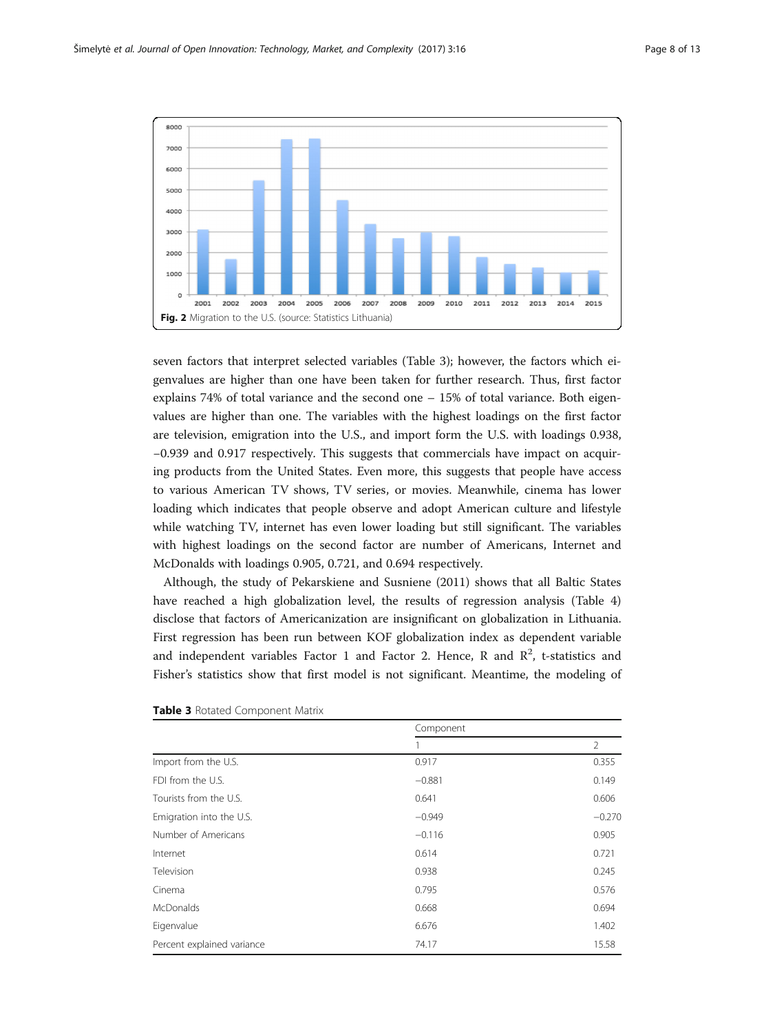8000
7000
6000
5000
4000
3000
2000
1000
0

2001 2002 2003 2004 2005 2006 2007 2008 2009 2010 2011 2012 2013 2014 2015

**Fig. 2** Migration to the U.S. (source: Statistics Lithuania)

seven factors that interpret selected variables (Table 3); however, the factors which eigenvalues are higher than one have been taken for further research. Thus, first factor explains 74% of total variance and the second one – 15% of total variance. Both eigenvalues are higher than one. The variables with the highest loadings on the first factor are television, emigration into the U.S., and import form the U.S. with loadings 0.938, −0.939 and 0.917 respectively. This suggests that commercials have impact on acquiring products from the United States. Even more, this suggests that people have access to various American TV shows, TV series, or movies. Meanwhile, cinema has lower loading which indicates that people observe and adopt American culture and lifestyle while watching TV, internet has even lower loading but still significant. The variables with highest loadings on the second factor are number of Americans, Internet and McDonalds with loadings 0.905, 0.721, and 0.694 respectively.

Although, the study of Pekarskiene and Susniene (2011) shows that all Baltic States have reached a high globalization level, the results of regression analysis (Table 4) disclose that factors of Americanization are insignificant on globalization in Lithuania. First regression has been run between KOF globalization index as dependent variable and independent variables Factor 1 and Factor 2. Hence, R and $R^2$, t-statistics and Fisher's statistics show that first model is not significant. Meantime, the modeling of

**Table 3** Rotated Component Matrix

| | Component | |
|---|---|---|
| | 1 | 2 |
| Import from the U.S. | 0.917 | 0.355 |
| FDI from the U.S. | −0.881 | 0.149 |
| Tourists from the U.S. | 0.641 | 0.606 |
| Emigration into the U.S. | −0.949 | −0.270 |
| Number of Americans | −0.116 | 0.905 |
| Internet | 0.614 | 0.721 |
| Television | 0.938 | 0.245 |
| Cinema | 0.795 | 0.576 |
| McDonalds | 0.668 | 0.694 |
| Eigenvalue | 6.676 | 1.402 |
| Percent explained variance | 74.17 | 15.58 |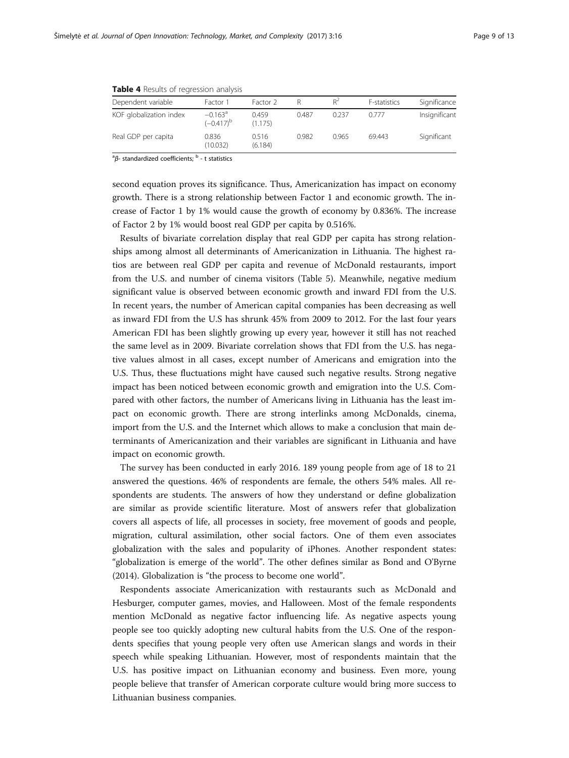**Table 4** Results of regression analysis

| Dependent variable | Factor 1 | Factor 2 | R | $R^2$ | F-statistics | Significance |
|---|---|---|---|---|---|---|
| KOF globalization index | −0.163[a] (−0.417)[b] | 0.459 (1.175) | 0.487 | 0.237 | 0.777 | Insignificant |
| Real GDP per capita | 0.836 (10.032) | 0.516 (6.184) | 0.982 | 0.965 | 69.443 | Significant |

[a]$\beta$- standardized coefficients; [b] - t statistics

second equation proves its significance. Thus, Americanization has impact on economy growth. There is a strong relationship between Factor 1 and economic growth. The increase of Factor 1 by 1% would cause the growth of economy by 0.836%. The increase of Factor 2 by 1% would boost real GDP per capita by 0.516%.

Results of bivariate correlation display that real GDP per capita has strong relationships among almost all determinants of Americanization in Lithuania. The highest ratios are between real GDP per capita and revenue of McDonald restaurants, import from the U.S. and number of cinema visitors (Table 5). Meanwhile, negative medium significant value is observed between economic growth and inward FDI from the U.S. In recent years, the number of American capital companies has been decreasing as well as inward FDI from the U.S has shrunk 45% from 2009 to 2012. For the last four years American FDI has been slightly growing up every year, however it still has not reached the same level as in 2009. Bivariate correlation shows that FDI from the U.S. has negative values almost in all cases, except number of Americans and emigration into the U.S. Thus, these fluctuations might have caused such negative results. Strong negative impact has been noticed between economic growth and emigration into the U.S. Compared with other factors, the number of Americans living in Lithuania has the least impact on economic growth. There are strong interlinks among McDonalds, cinema, import from the U.S. and the Internet which allows to make a conclusion that main determinants of Americanization and their variables are significant in Lithuania and have impact on economic growth.

The survey has been conducted in early 2016. 189 young people from age of 18 to 21 answered the questions. 46% of respondents are female, the others 54% males. All respondents are students. The answers of how they understand or define globalization are similar as provide scientific literature. Most of answers refer that globalization covers all aspects of life, all processes in society, free movement of goods and people, migration, cultural assimilation, other social factors. One of them even associates globalization with the sales and popularity of iPhones. Another respondent states: "globalization is emerge of the world". The other defines similar as Bond and O'Byrne (2014). Globalization is "the process to become one world".

Respondents associate Americanization with restaurants such as McDonald and Hesburger, computer games, movies, and Halloween. Most of the female respondents mention McDonald as negative factor influencing life. As negative aspects young people see too quickly adopting new cultural habits from the U.S. One of the respondents specifies that young people very often use American slangs and words in their speech while speaking Lithuanian. However, most of respondents maintain that the U.S. has positive impact on Lithuanian economy and business. Even more, young people believe that transfer of American corporate culture would bring more success to Lithuanian business companies.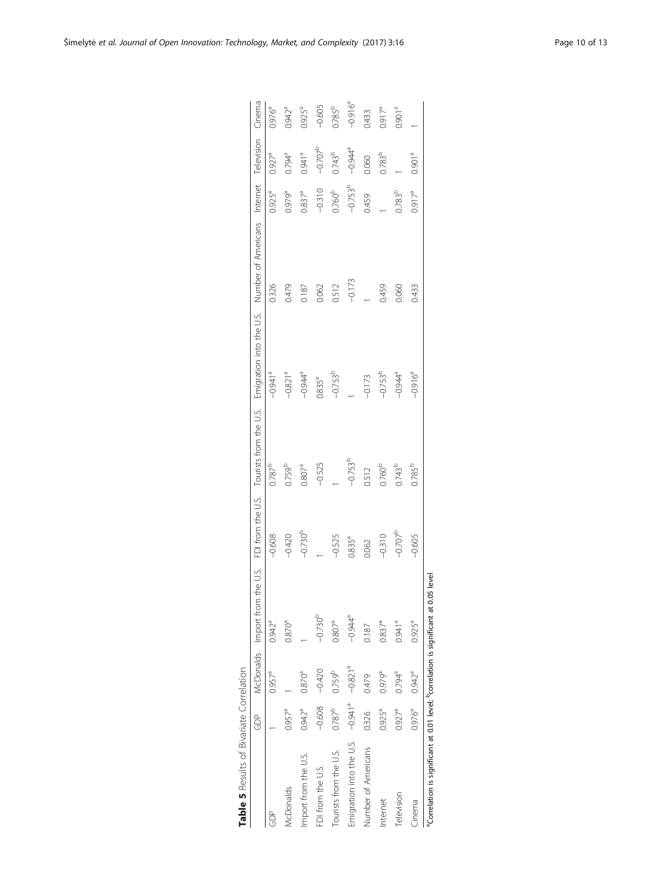**Table 5** Results of Bivariate Correlation

| | GDP | McDonalds | Import from the U.S. | FDI from the U.S. | Tourists from the U.S. | Emigration into the U.S. | Number of Americans | Internet | Television | Cinema |
|---|---|---|---|---|---|---|---|---|---|---|
| GDP | 1 | 0.957[a] | 0.942[a] | −0.608 | 0.787[b] | −0.941[a] | 0.326 | 0.925[a] | 0.927[a] | 0.976[a] |
| McDonalds | 0.957[a] | 1 | 0.870[a] | −0.420 | 0.759[b] | −0.821[a] | 0.479 | 0.979[a] | 0.794[a] | 0.942[a] |
| Import from the U.S. | 0.942[a] | 0.870[a] | 1 | −0.730[b] | 0.807[a] | −0.944[a] | 0.187 | 0.837[a] | 0.941[a] | 0.925[a] |
| FDI from the U.S. | −0.608 | −0.420 | −0.730[b] | 1 | −0.525 | 0.835[a] | 0.062 | −0.310 | −0.707[b] | −0.605 |
| Tourists from the U.S. | 0.787[b] | 0.759[b] | 0.807[a] | −0.525 | 1 | −0.753[b] | 0.512 | 0.760[b] | 0.743[b] | 0.785[b] |
| Emigration into the U.S. | −0.941[a] | −0.821[a] | −0.944[a] | 0.835[a] | −0.753[b] | 1 | −0.173 | −0.753[b] | −0.944[a] | −0.916[a] |
| Number of Americans | 0.326 | 0.479 | 0.187 | 0.062 | 0.512 | −0.173 | 1 | 0.459 | 0.060 | 0.433 |
| Internet | 0.925[a] | 0.979[a] | 0.837[a] | −0.310 | 0.760[b] | −0.753[b] | 0.459 | 1 | 0.783[b] | 0.917[a] |
| Television | 0.927[a] | 0.794[a] | 0.941[a] | −0.707[b] | 0.743[b] | −0.944[a] | 0.060 | 0.783[b] | 1 | 0.901[a] |
| Cinema | 0.976[a] | 0.942[a] | 0.925[a] | −0.605 | 0.785[b] | −0.916[a] | 0.433 | 0.917[a] | 0.901[a] | 1 |

[a]Correlation is significant at 0.01 level; [b]correlation is significant at 0.05 level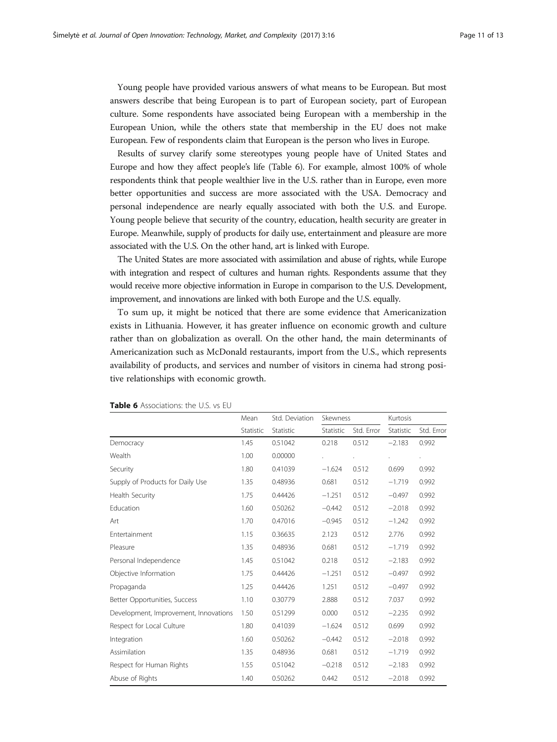Young people have provided various answers of what means to be European. But most answers describe that being European is to part of European society, part of European culture. Some respondents have associated being European with a membership in the European Union, while the others state that membership in the EU does not make European. Few of respondents claim that European is the person who lives in Europe.

Results of survey clarify some stereotypes young people have of United States and Europe and how they affect people's life (Table 6). For example, almost 100% of whole respondents think that people wealthier live in the U.S. rather than in Europe, even more better opportunities and success are more associated with the USA. Democracy and personal independence are nearly equally associated with both the U.S. and Europe. Young people believe that security of the country, education, health security are greater in Europe. Meanwhile, supply of products for daily use, entertainment and pleasure are more associated with the U.S. On the other hand, art is linked with Europe.

The United States are more associated with assimilation and abuse of rights, while Europe with integration and respect of cultures and human rights. Respondents assume that they would receive more objective information in Europe in comparison to the U.S. Development, improvement, and innovations are linked with both Europe and the U.S. equally.

To sum up, it might be noticed that there are some evidence that Americanization exists in Lithuania. However, it has greater influence on economic growth and culture rather than on globalization as overall. On the other hand, the main determinants of Americanization such as McDonald restaurants, import from the U.S., which represents availability of products, and services and number of visitors in cinema had strong positive relationships with economic growth.

**Table 6** Associations: the U.S. vs EU

| | Mean | Std. Deviation | Skewness | | Kurtosis | |
|---|---|---|---|---|---|---|
| | Statistic | Statistic | Statistic | Std. Error | Statistic | Std. Error |
| Democracy | 1.45 | 0.51042 | 0.218 | 0.512 | −2.183 | 0.992 |
| Wealth | 1.00 | 0.00000 | . | . | . | . |
| Security | 1.80 | 0.41039 | −1.624 | 0.512 | 0.699 | 0.992 |
| Supply of Products for Daily Use | 1.35 | 0.48936 | 0.681 | 0.512 | −1.719 | 0.992 |
| Health Security | 1.75 | 0.44426 | −1.251 | 0.512 | −0.497 | 0.992 |
| Education | 1.60 | 0.50262 | −0.442 | 0.512 | −2.018 | 0.992 |
| Art | 1.70 | 0.47016 | −0.945 | 0.512 | −1.242 | 0.992 |
| Entertainment | 1.15 | 0.36635 | 2.123 | 0.512 | 2.776 | 0.992 |
| Pleasure | 1.35 | 0.48936 | 0.681 | 0.512 | −1.719 | 0.992 |
| Personal Independence | 1.45 | 0.51042 | 0.218 | 0.512 | −2.183 | 0.992 |
| Objective Information | 1.75 | 0.44426 | −1.251 | 0.512 | −0.497 | 0.992 |
| Propaganda | 1.25 | 0.44426 | 1.251 | 0.512 | −0.497 | 0.992 |
| Better Opportunities, Success | 1.10 | 0.30779 | 2.888 | 0.512 | 7.037 | 0.992 |
| Development, Improvement, Innovations | 1.50 | 0.51299 | 0.000 | 0.512 | −2.235 | 0.992 |
| Respect for Local Culture | 1.80 | 0.41039 | −1.624 | 0.512 | 0.699 | 0.992 |
| Integration | 1.60 | 0.50262 | −0.442 | 0.512 | −2.018 | 0.992 |
| Assimilation | 1.35 | 0.48936 | 0.681 | 0.512 | −1.719 | 0.992 |
| Respect for Human Rights | 1.55 | 0.51042 | −0.218 | 0.512 | −2.183 | 0.992 |
| Abuse of Rights | 1.40 | 0.50262 | 0.442 | 0.512 | −2.018 | 0.992 |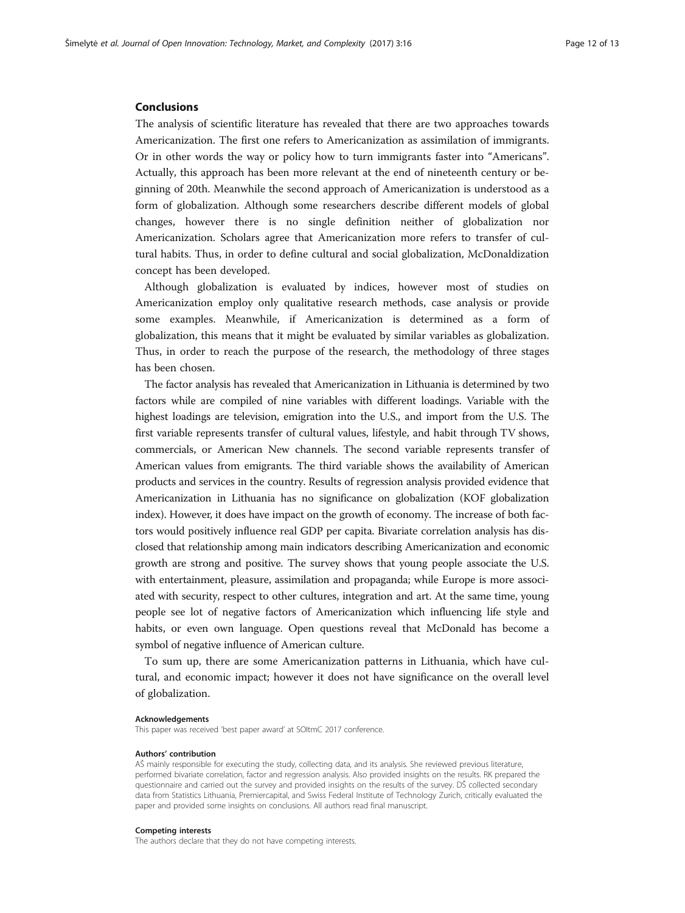## Conclusions

The analysis of scientific literature has revealed that there are two approaches towards Americanization. The first one refers to Americanization as assimilation of immigrants. Or in other words the way or policy how to turn immigrants faster into "Americans". Actually, this approach has been more relevant at the end of nineteenth century or beginning of 20th. Meanwhile the second approach of Americanization is understood as a form of globalization. Although some researchers describe different models of global changes, however there is no single definition neither of globalization nor Americanization. Scholars agree that Americanization more refers to transfer of cultural habits. Thus, in order to define cultural and social globalization, McDonaldization concept has been developed.

Although globalization is evaluated by indices, however most of studies on Americanization employ only qualitative research methods, case analysis or provide some examples. Meanwhile, if Americanization is determined as a form of globalization, this means that it might be evaluated by similar variables as globalization. Thus, in order to reach the purpose of the research, the methodology of three stages has been chosen.

The factor analysis has revealed that Americanization in Lithuania is determined by two factors while are compiled of nine variables with different loadings. Variable with the highest loadings are television, emigration into the U.S., and import from the U.S. The first variable represents transfer of cultural values, lifestyle, and habit through TV shows, commercials, or American New channels. The second variable represents transfer of American values from emigrants. The third variable shows the availability of American products and services in the country. Results of regression analysis provided evidence that Americanization in Lithuania has no significance on globalization (KOF globalization index). However, it does have impact on the growth of economy. The increase of both factors would positively influence real GDP per capita. Bivariate correlation analysis has disclosed that relationship among main indicators describing Americanization and economic growth are strong and positive. The survey shows that young people associate the U.S. with entertainment, pleasure, assimilation and propaganda; while Europe is more associated with security, respect to other cultures, integration and art. At the same time, young people see lot of negative factors of Americanization which influencing life style and habits, or even own language. Open questions reveal that McDonald has become a symbol of negative influence of American culture.

To sum up, there are some Americanization patterns in Lithuania, which have cultural, and economic impact; however it does not have significance on the overall level of globalization.

#### Acknowledgements

This paper was received 'best paper award' at SOItmC 2017 conference.

#### Authors' contribution

AŠ mainly responsible for executing the study, collecting data, and its analysis. She reviewed previous literature, performed bivariate correlation, factor and regression analysis. Also provided insights on the results. RK prepared the questionnaire and carried out the survey and provided insights on the results of the survey. DŠ collected secondary data from Statistics Lithuania, Premiercapital, and Swiss Federal Institute of Technology Zurich, critically evaluated the paper and provided some insights on conclusions. All authors read final manuscript.

#### Competing interests

The authors declare that they do not have competing interests.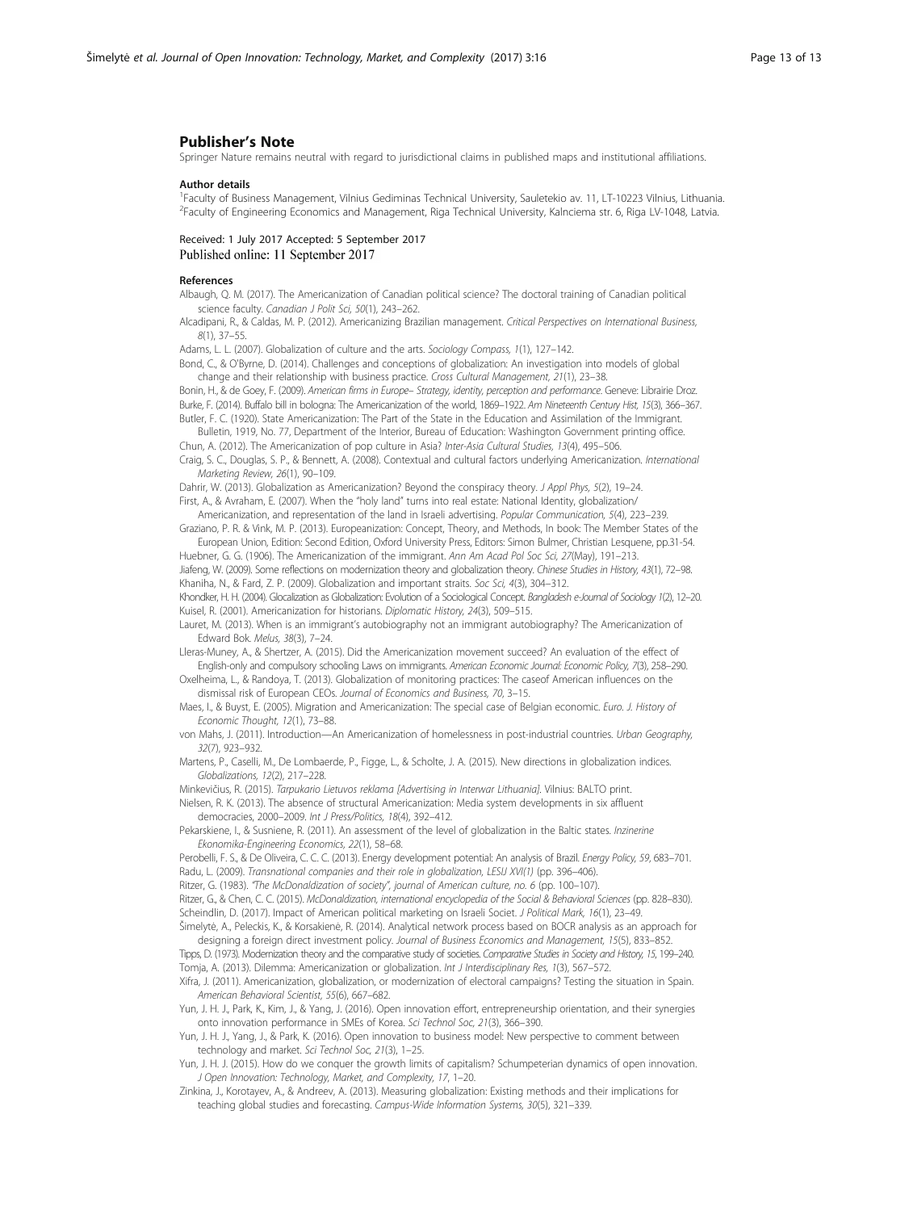## Publisher's Note

Springer Nature remains neutral with regard to jurisdictional claims in published maps and institutional affiliations.

### Author details

[1]Faculty of Business Management, Vilnius Gediminas Technical University, Sauletekio av. 11, LT-10223 Vilnius, Lithuania. [2]Faculty of Engineering Economics and Management, Riga Technical University, Kalnciema str. 6, Riga LV-1048, Latvia.

Received: 1 July 2017 Accepted: 5 September 2017
Published online: 11 September 2017

### References

Albaugh, Q. M. (2017). The Americanization of Canadian political science? The doctoral training of Canadian political science faculty. *Canadian J Polit Sci, 50*(1), 243–262.

Alcadipani, R., & Caldas, M. P. (2012). Americanizing Brazilian management. *Critical Perspectives on International Business, 8*(1), 37–55.

Adams, L. L. (2007). Globalization of culture and the arts. *Sociology Compass, 1*(1), 127–142.

Bond, C., & O'Byrne, D. (2014). Challenges and conceptions of globalization: An investigation into models of global change and their relationship with business practice. *Cross Cultural Management, 21*(1), 23–38.

Bonin, H., & de Goey, F. (2009). *American firms in Europe– Strategy, identity, perception and performance*. Geneve: Librairie Droz.

Burke, F. (2014). Buffalo bill in bologna: The Americanization of the world, 1869–1922. *Am Nineteenth Century Hist, 15*(3), 366–367.

Butler, F. C. (1920). State Americanization: The Part of the State in the Education and Assimilation of the Immigrant. Bulletin, 1919, No. 77, Department of the Interior, Bureau of Education: Washington Government printing office.

Chun, A. (2012). The Americanization of pop culture in Asia? *Inter-Asia Cultural Studies, 13*(4), 495–506.

Craig, S. C., Douglas, S. P., & Bennett, A. (2008). Contextual and cultural factors underlying Americanization. *International Marketing Review, 26*(1), 90–109.

Dahrir, W. (2013). Globalization as Americanization? Beyond the conspiracy theory. *J Appl Phys, 5*(2), 19–24.

First, A., & Avraham, E. (2007). When the "holy land" turns into real estate: National Identity, globalization/ Americanization, and representation of the land in Israeli advertising. *Popular Communication, 5*(4), 223–239.

Graziano, P. R. & Vink, M. P. (2013). Europeanization: Concept, Theory, and Methods, In book: The Member States of the European Union, Edition: Second Edition, Oxford University Press, Editors: Simon Bulmer, Christian Lesquene, pp.31-54.

Huebner, G. G. (1906). The Americanization of the immigrant. *Ann Am Acad Pol Soc Sci, 27*(May), 191–213.

Jiafeng, W. (2009). Some reflections on modernization theory and globalization theory. *Chinese Studies in History, 43*(1), 72–98.

Khaniha, N., & Fard, Z. P. (2009). Globalization and important straits. *Soc Sci, 4*(3), 304–312.

Khondker, H. H. (2004). Glocalization as Globalization: Evolution of a Sociological Concept. *Bangladesh e-Journal of Sociology 1*(2), 12–20.

Kuisel, R. (2001). Americanization for historians. *Diplomatic History, 24*(3), 509–515.

Lauret, M. (2013). When is an immigrant's autobiography not an immigrant autobiography? The Americanization of Edward Bok. *Melus, 38*(3), 7–24.

Lleras-Muney, A., & Shertzer, A. (2015). Did the Americanization movement succeed? An evaluation of the effect of English-only and compulsory schooling Laws on immigrants. *American Economic Journal: Economic Policy, 7*(3), 258–290.

Oxelheima, L., & Randoya, T. (2013). Globalization of monitoring practices: The caseof American influences on the dismissal risk of European CEOs. *Journal of Economics and Business, 70*, 3–15.

Maes, I., & Buyst, E. (2005). Migration and Americanization: The special case of Belgian economic. *Euro. J. History of Economic Thought, 12*(1), 73–88.

von Mahs, J. (2011). Introduction—An Americanization of homelessness in post-industrial countries. *Urban Geography, 32*(7), 923–932.

Martens, P., Caselli, M., De Lombaerde, P., Figge, L., & Scholte, J. A. (2015). New directions in globalization indices. *Globalizations, 12*(2), 217–228.

Minkevičius, R. (2015). *Tarpukario Lietuvos reklama [Advertising in Interwar Lithuania]*. Vilnius: BALTO print.

Nielsen, R. K. (2013). The absence of structural Americanization: Media system developments in six affluent democracies, 2000–2009. *Int J Press/Politics, 18*(4), 392–412.

Pekarskiene, I., & Susniene, R. (2011). An assessment of the level of globalization in the Baltic states. *Inzinerine Ekonomika-Engineering Economics, 22*(1), 58–68.

Perobelli, F. S., & De Oliveira, C. C. C. (2013). Energy development potential: An analysis of Brazil. *Energy Policy, 59*, 683–701.

Radu, L. (2009). *Transnational companies and their role in globalization, LESIJ XVI(1)* (pp. 396–406).

Ritzer, G. (1983). *"The McDonaldization of society", journal of American culture, no. 6* (pp. 100–107).

Ritzer, G., & Chen, C. C. (2015). *McDonaldization, international encyclopedia of the Social & Behavioral Sciences* (pp. 828–830).

Scheindlin, D. (2017). Impact of American political marketing on Israeli Societ. *J Political Mark, 16*(1), 23–49.

Šimelytė, A., Peleckis, K., & Korsakienė, R. (2014). Analytical network process based on BOCR analysis as an approach for designing a foreign direct investment policy. *Journal of Business Economics and Management, 15*(5), 833–852.

Tipps, D. (1973). Modernization theory and the comparative study of societies. *Comparative Studies in Society and History, 15*, 199–240.

Tomja, A. (2013). Dilemma: Americanization or globalization. *Int J Interdisciplinary Res, 1*(3), 567–572.

Xifra, J. (2011). Americanization, globalization, or modernization of electoral campaigns? Testing the situation in Spain. *American Behavioral Scientist, 55*(6), 667–682.

Yun, J. H. J., Park, K., Kim, J., & Yang, J. (2016). Open innovation effort, entrepreneurship orientation, and their synergies onto innovation performance in SMEs of Korea. *Sci Technol Soc, 21*(3), 366–390.

Yun, J. H. J., Yang, J., & Park, K. (2016). Open innovation to business model: New perspective to comment between technology and market. *Sci Technol Soc, 21*(3), 1–25.

Yun, J. H. J. (2015). How do we conquer the growth limits of capitalism? Schumpeterian dynamics of open innovation. *J Open Innovation: Technology, Market, and Complexity, 17*, 1–20.

Zinkina, J., Korotayev, A., & Andreev, A. (2013). Measuring globalization: Existing methods and their implications for teaching global studies and forecasting. *Campus-Wide Information Systems, 30*(5), 321–339.